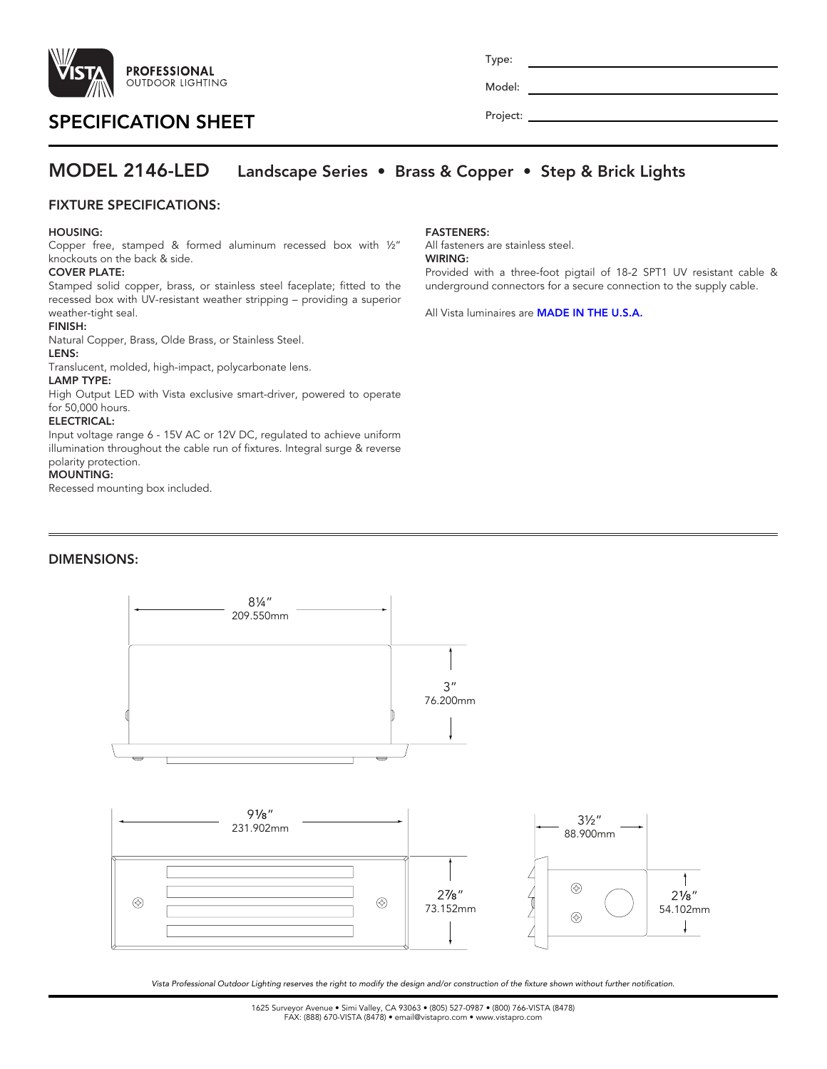PROFESSIONAL
OUTDOOR LIGHTING

Type: 

Model: 

Project: 

# SPECIFICATION SHEET

## MODEL 2146-LED Landscape Series • Brass & Copper • Step & Brick Lights

### FIXTURE SPECIFICATIONS:

**HOUSING:**
Copper free, stamped & formed aluminum recessed box with ½" knockouts on the back & side.

**COVER PLATE:**
Stamped solid copper, brass, or stainless steel faceplate; fitted to the recessed box with UV-resistant weather stripping – providing a superior weather-tight seal.

**FINISH:**
Natural Copper, Brass, Olde Brass, or Stainless Steel.

**LENS:**
Translucent, molded, high-impact, polycarbonate lens.

**LAMP TYPE:**
High Output LED with Vista exclusive smart-driver, powered to operate for 50,000 hours.

**ELECTRICAL:**
Input voltage range 6 - 15V AC or 12V DC, regulated to achieve uniform illumination throughout the cable run of fixtures. Integral surge & reverse polarity protection.

**MOUNTING:**
Recessed mounting box included.

**FASTENERS:**
All fasteners are stainless steel.

**WIRING:**
Provided with a three-foot pigtail of 18-2 SPT1 UV resistant cable & underground connectors for a secure connection to the supply cable.

All Vista luminaires are **MADE IN THE U.S.A.**

### DIMENSIONS:

8¼" 209.550mm

3" 76.200mm

9⅛" 231.902mm

2⅞" 73.152mm

3½" 88.900mm

2⅛" 54.102mm

*Vista Professional Outdoor Lighting reserves the right to modify the design and/or construction of the fixture shown without further notification.*

1625 Surveyor Avenue • Simi Valley, CA 93063 • (805) 527-0987 • (800) 766-VISTA (8478)
FAX: (888) 670-VISTA (8478) • email@vistapro.com • www.vistapro.com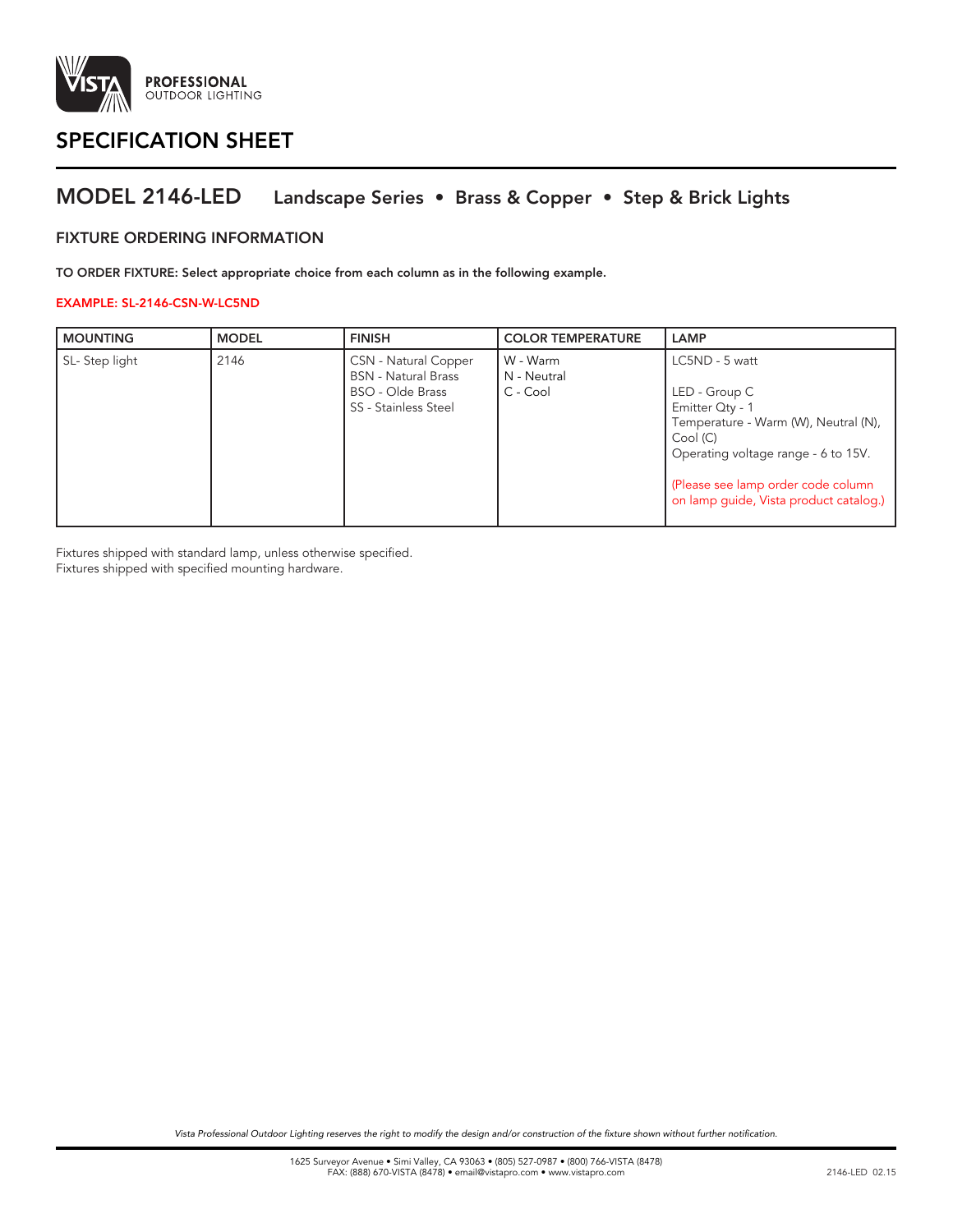PROFESSIONAL
OUTDOOR LIGHTING

# SPECIFICATION SHEET

## MODEL 2146-LED Landscape Series • Brass & Copper • Step & Brick Lights

### FIXTURE ORDERING INFORMATION

**TO ORDER FIXTURE: Select appropriate choice from each column as in the following example.**

**EXAMPLE: SL-2146-CSN-W-LC5ND**

| MOUNTING | MODEL | FINISH | COLOR TEMPERATURE | LAMP |
|---|---|---|---|---|
| SL- Step light | 2146 | CSN - Natural Copper<br>BSN - Natural Brass<br>BSO - Olde Brass<br>SS - Stainless Steel | W - Warm<br>N - Neutral<br>C - Cool | LC5ND - 5 watt<br><br>LED - Group C<br>Emitter Qty - 1<br>Temperature - Warm (W), Neutral (N), Cool (C)<br>Operating voltage range - 6 to 15V.<br><br>(Please see lamp order code column on lamp guide, Vista product catalog.) |

Fixtures shipped with standard lamp, unless otherwise specified.
Fixtures shipped with specified mounting hardware.

*Vista Professional Outdoor Lighting reserves the right to modify the design and/or construction of the fixture shown without further notification.*

1625 Surveyor Avenue • Simi Valley, CA 93063 • (805) 527-0987 • (800) 766-VISTA (8478)
FAX: (888) 670-VISTA (8478) • email@vistapro.com • www.vistapro.com

2146-LED 02.15